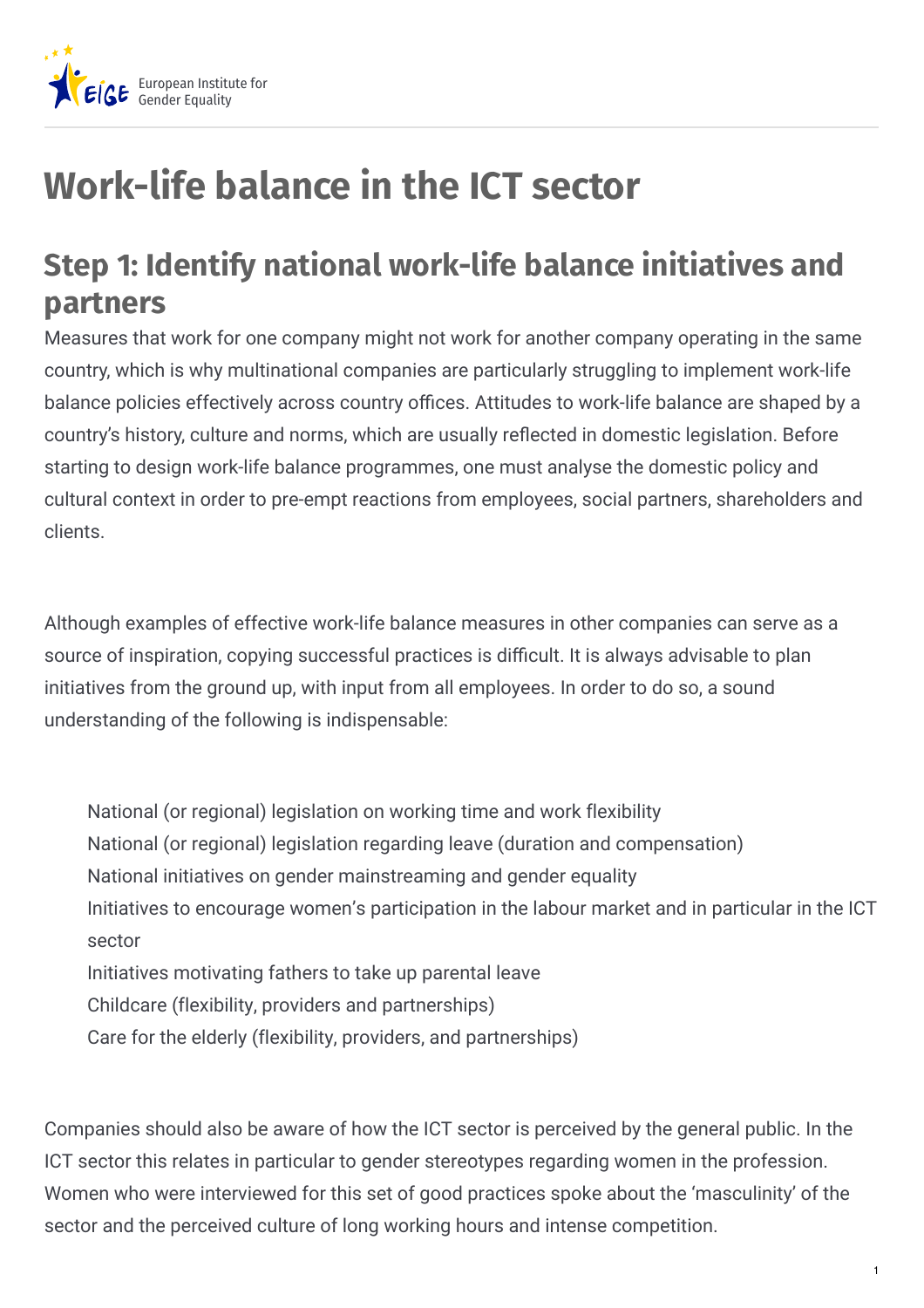# Work-life balance in the ICT sector

## Step 1: Identify national work-life balance initiatives and partners

Measures that work for one company might not work for another company operating in the same country, which is why multinational companies are particularly struggling to implement work-life balance policies effectively across country offices. Attitudes to work-life balance are shaped by a country's history, culture and norms, which are usually reflected in domestic legislation. Before starting to design work-life balance programmes, one must analyse the domestic policy and cultural context in order to pre-empt reactions from employees, social partners, shareholders and clients.

Although examples of effective work-life balance measures in other companies can serve as a source of inspiration, copying successful practices is difficult. It is always advisable to plan initiatives from the ground up, with input from all employees. In order to do so, a sound understanding of the following is indispensable:

- National (or regional) legislation on working time and work flexibility
- National (or regional) legislation regarding leave (duration and compensation)
- National initiatives on gender mainstreaming and gender equality
- Initiatives to encourage women's participation in the labour market and in particular in the ICT sector
- Initiatives motivating fathers to take up parental leave
- Childcare (flexibility, providers and partnerships)
- Care for the elderly (flexibility, providers, and partnerships)

Companies should also be aware of how the ICT sector is perceived by the general public. In the ICT sector this relates in particular to gender stereotypes regarding women in the profession. Women who were interviewed for this set of good practices spoke about the 'masculinity' of the sector and the perceived culture of long working hours and intense competition.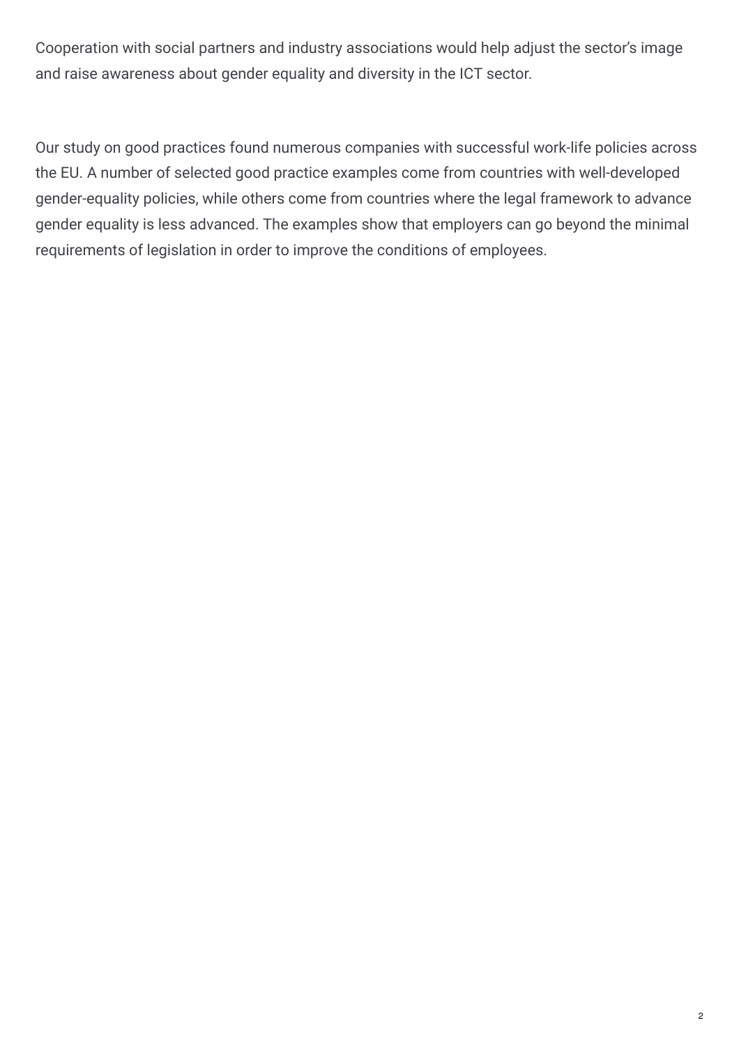Cooperation with social partners and industry associations would help adjust the sector's image and raise awareness about gender equality and diversity in the ICT sector.

Our study on good practices found numerous companies with successful work-life policies across the EU. A number of selected good practice examples come from countries with well-developed gender-equality policies, while others come from countries where the legal framework to advance gender equality is less advanced. The examples show that employers can go beyond the minimal requirements of legislation in order to improve the conditions of employees.